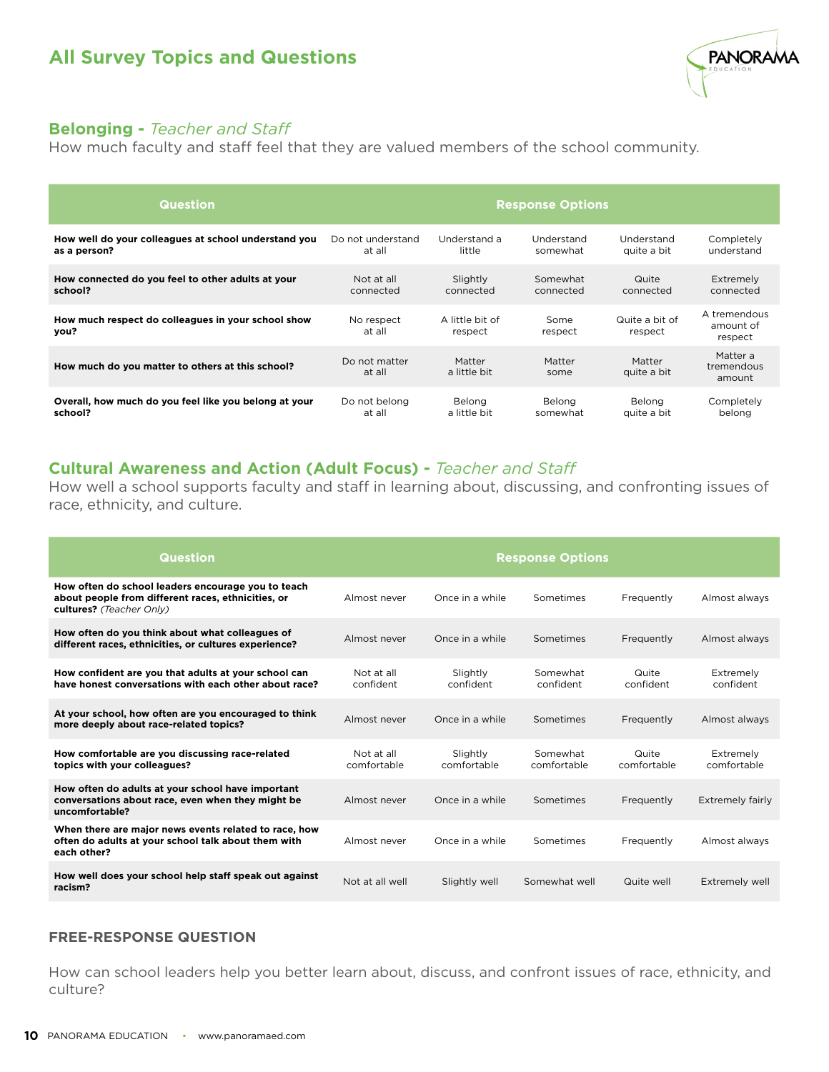# All Survey Topics and Questions

## Belonging - *Teacher and Staff*

How much faculty and staff feel that they are valued members of the school community.

| Question | Response Options | | | | |
|---|---|---|---|---|---|
| **How well do your colleagues at school understand you as a person?** | Do not understand at all | Understand a little | Understand somewhat | Understand quite a bit | Completely understand |
| **How connected do you feel to other adults at your school?** | Not at all connected | Slightly connected | Somewhat connected | Quite connected | Extremely connected |
| **How much respect do colleagues in your school show you?** | No respect at all | A little bit of respect | Some respect | Quite a bit of respect | A tremendous amount of respect |
| **How much do you matter to others at this school?** | Do not matter at all | Matter a little bit | Matter some | Matter quite a bit | Matter a tremendous amount |
| **Overall, how much do you feel like you belong at your school?** | Do not belong at all | Belong a little bit | Belong somewhat | Belong quite a bit | Completely belong |

## Cultural Awareness and Action (Adult Focus) - *Teacher and Staff*

How well a school supports faculty and staff in learning about, discussing, and confronting issues of race, ethnicity, and culture.

| Question | Response Options | | | | |
|---|---|---|---|---|---|
| **How often do school leaders encourage you to teach about people from different races, ethnicities, or cultures?** *(Teacher Only)* | Almost never | Once in a while | Sometimes | Frequently | Almost always |
| **How often do you think about what colleagues of different races, ethnicities, or cultures experience?** | Almost never | Once in a while | Sometimes | Frequently | Almost always |
| **How confident are you that adults at your school can have honest conversations with each other about race?** | Not at all confident | Slightly confident | Somewhat confident | Quite confident | Extremely confident |
| **At your school, how often are you encouraged to think more deeply about race-related topics?** | Almost never | Once in a while | Sometimes | Frequently | Almost always |
| **How comfortable are you discussing race-related topics with your colleagues?** | Not at all comfortable | Slightly comfortable | Somewhat comfortable | Quite comfortable | Extremely comfortable |
| **How often do adults at your school have important conversations about race, even when they might be uncomfortable?** | Almost never | Once in a while | Sometimes | Frequently | Extremely fairly |
| **When there are major news events related to race, how often do adults at your school talk about them with each other?** | Almost never | Once in a while | Sometimes | Frequently | Almost always |
| **How well does your school help staff speak out against racism?** | Not at all well | Slightly well | Somewhat well | Quite well | Extremely well |

### FREE-RESPONSE QUESTION

How can school leaders help you better learn about, discuss, and confront issues of race, ethnicity, and culture?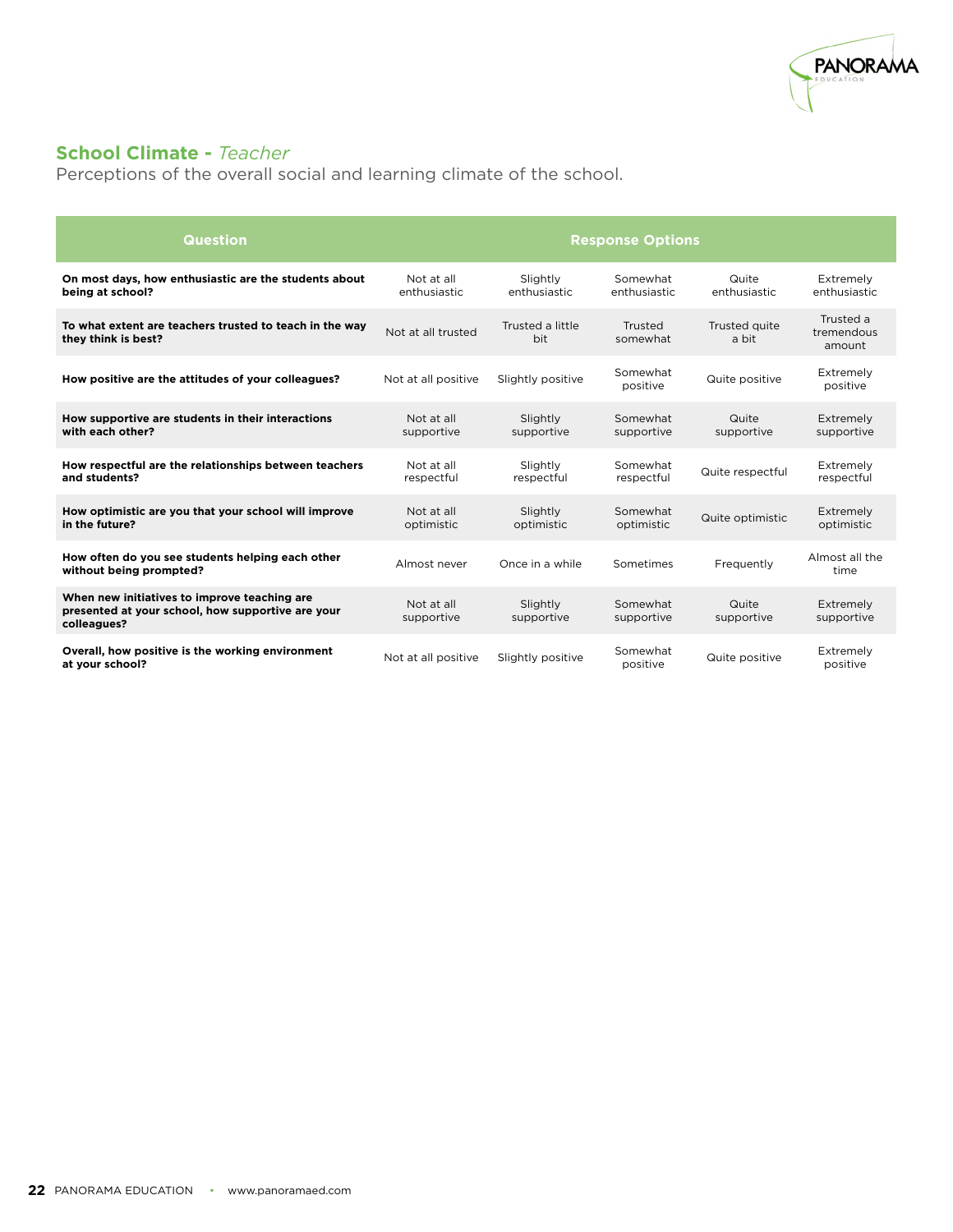## **School Climate -** *Teacher*

Perceptions of the overall social and learning climate of the school.

| Question | Response Options | | | | |
|---|---|---|---|---|---|
| **On most days, how enthusiastic are the students about being at school?** | Not at all enthusiastic | Slightly enthusiastic | Somewhat enthusiastic | Quite enthusiastic | Extremely enthusiastic |
| **To what extent are teachers trusted to teach in the way they think is best?** | Not at all trusted | Trusted a little bit | Trusted somewhat | Trusted quite a bit | Trusted a tremendous amount |
| **How positive are the attitudes of your colleagues?** | Not at all positive | Slightly positive | Somewhat positive | Quite positive | Extremely positive |
| **How supportive are students in their interactions with each other?** | Not at all supportive | Slightly supportive | Somewhat supportive | Quite supportive | Extremely supportive |
| **How respectful are the relationships between teachers and students?** | Not at all respectful | Slightly respectful | Somewhat respectful | Quite respectful | Extremely respectful |
| **How optimistic are you that your school will improve in the future?** | Not at all optimistic | Slightly optimistic | Somewhat optimistic | Quite optimistic | Extremely optimistic |
| **How often do you see students helping each other without being prompted?** | Almost never | Once in a while | Sometimes | Frequently | Almost all the time |
| **When new initiatives to improve teaching are presented at your school, how supportive are your colleagues?** | Not at all supportive | Slightly supportive | Somewhat supportive | Quite supportive | Extremely supportive |
| **Overall, how positive is the working environment at your school?** | Not at all positive | Slightly positive | Somewhat positive | Quite positive | Extremely positive |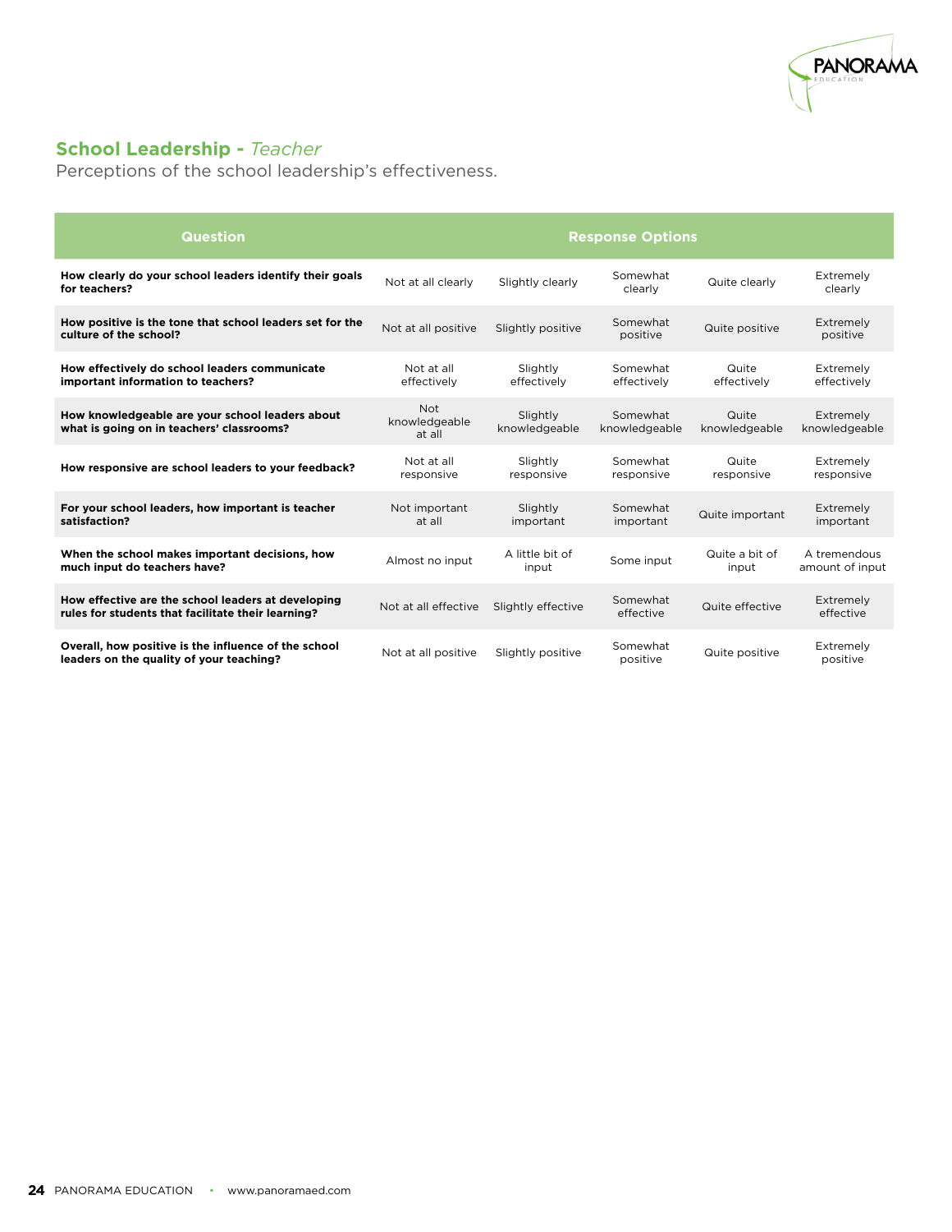## School Leadership - *Teacher*

Perceptions of the school leadership's effectiveness.

| Question | Response Options | | | | |
|---|---|---|---|---|---|
| **How clearly do your school leaders identify their goals for teachers?** | Not at all clearly | Slightly clearly | Somewhat clearly | Quite clearly | Extremely clearly |
| **How positive is the tone that school leaders set for the culture of the school?** | Not at all positive | Slightly positive | Somewhat positive | Quite positive | Extremely positive |
| **How effectively do school leaders communicate important information to teachers?** | Not at all effectively | Slightly effectively | Somewhat effectively | Quite effectively | Extremely effectively |
| **How knowledgeable are your school leaders about what is going on in teachers' classrooms?** | Not knowledgeable at all | Slightly knowledgeable | Somewhat knowledgeable | Quite knowledgeable | Extremely knowledgeable |
| **How responsive are school leaders to your feedback?** | Not at all responsive | Slightly responsive | Somewhat responsive | Quite responsive | Extremely responsive |
| **For your school leaders, how important is teacher satisfaction?** | Not important at all | Slightly important | Somewhat important | Quite important | Extremely important |
| **When the school makes important decisions, how much input do teachers have?** | Almost no input | A little bit of input | Some input | Quite a bit of input | A tremendous amount of input |
| **How effective are the school leaders at developing rules for students that facilitate their learning?** | Not at all effective | Slightly effective | Somewhat effective | Quite effective | Extremely effective |
| **Overall, how positive is the influence of the school leaders on the quality of your teaching?** | Not at all positive | Slightly positive | Somewhat positive | Quite positive | Extremely positive |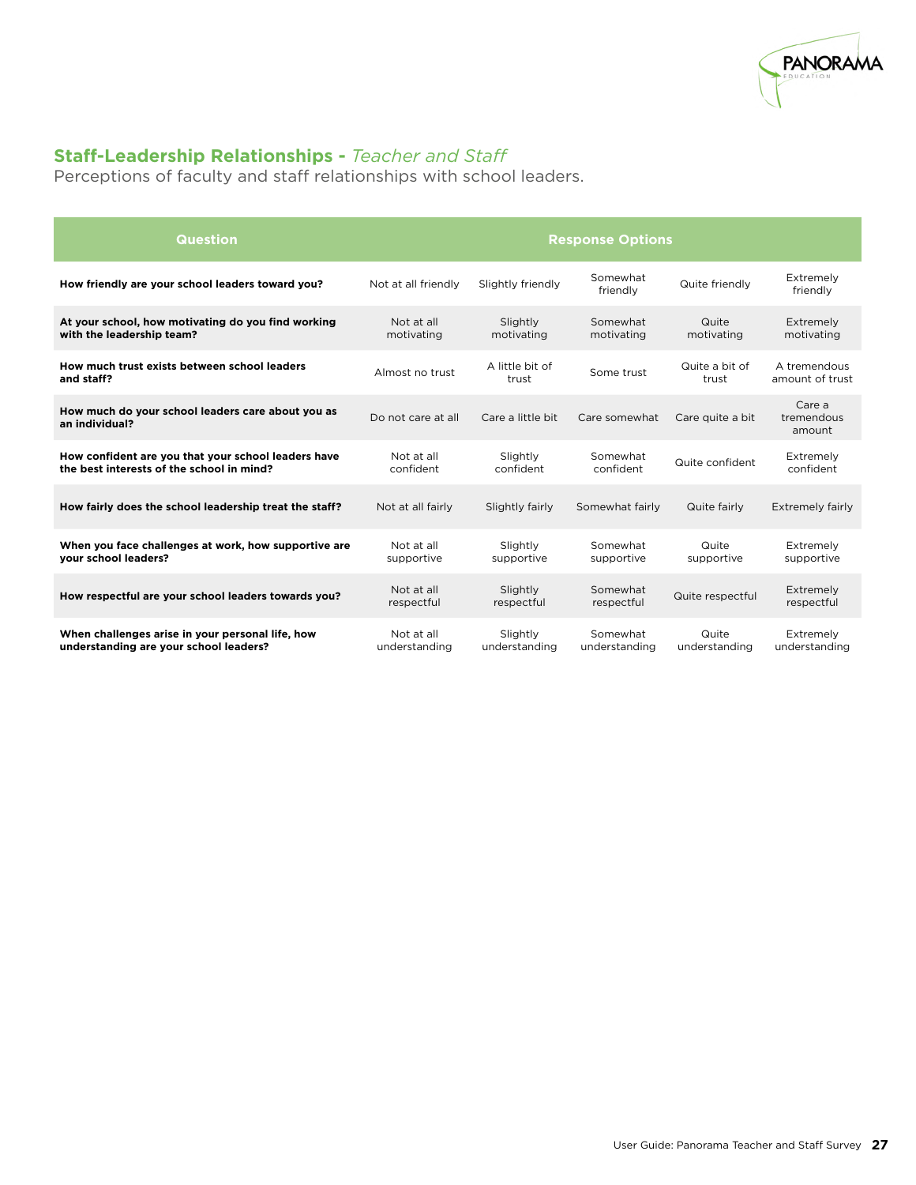## **Staff-Leadership Relationships -** *Teacher and Staff*

Perceptions of faculty and staff relationships with school leaders.

| Question | Response Options | | | | |
|---|---|---|---|---|---|
| **How friendly are your school leaders toward you?** | Not at all friendly | Slightly friendly | Somewhat friendly | Quite friendly | Extremely friendly |
| **At your school, how motivating do you find working with the leadership team?** | Not at all motivating | Slightly motivating | Somewhat motivating | Quite motivating | Extremely motivating |
| **How much trust exists between school leaders and staff?** | Almost no trust | A little bit of trust | Some trust | Quite a bit of trust | A tremendous amount of trust |
| **How much do your school leaders care about you as an individual?** | Do not care at all | Care a little bit | Care somewhat | Care quite a bit | Care a tremendous amount |
| **How confident are you that your school leaders have the best interests of the school in mind?** | Not at all confident | Slightly confident | Somewhat confident | Quite confident | Extremely confident |
| **How fairly does the school leadership treat the staff?** | Not at all fairly | Slightly fairly | Somewhat fairly | Quite fairly | Extremely fairly |
| **When you face challenges at work, how supportive are your school leaders?** | Not at all supportive | Slightly supportive | Somewhat supportive | Quite supportive | Extremely supportive |
| **How respectful are your school leaders towards you?** | Not at all respectful | Slightly respectful | Somewhat respectful | Quite respectful | Extremely respectful |
| **When challenges arise in your personal life, how understanding are your school leaders?** | Not at all understanding | Slightly understanding | Somewhat understanding | Quite understanding | Extremely understanding |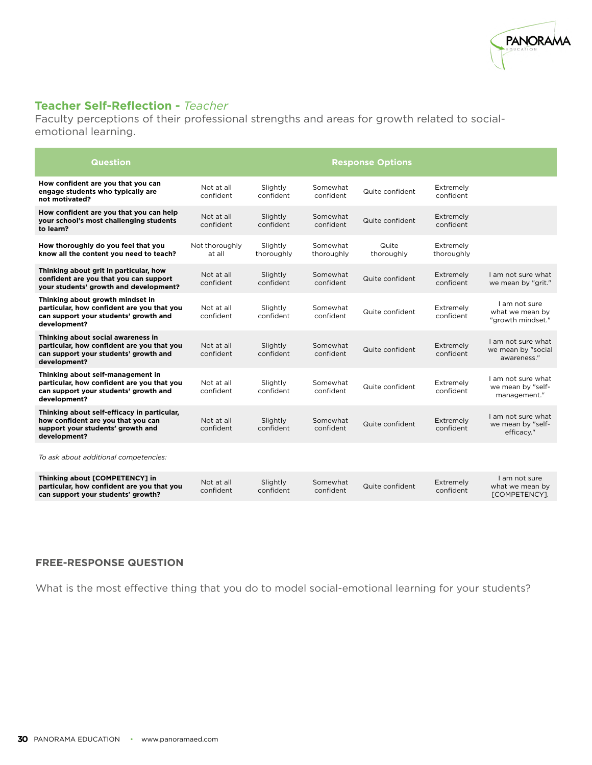## Teacher Self-Reflection - *Teacher*

Faculty perceptions of their professional strengths and areas for growth related to social-emotional learning.

| Question | Response Options | | | | | |
|---|---|---|---|---|---|---|
| **How confident are you that you can engage students who typically are not motivated?** | Not at all confident | Slightly confident | Somewhat confident | Quite confident | Extremely confident | |
| **How confident are you that you can help your school's most challenging students to learn?** | Not at all confident | Slightly confident | Somewhat confident | Quite confident | Extremely confident | |
| **How thoroughly do you feel that you know all the content you need to teach?** | Not thoroughly at all | Slightly thoroughly | Somewhat thoroughly | Quite thoroughly | Extremely thoroughly | |
| **Thinking about grit in particular, how confident are you that you can support your students' growth and development?** | Not at all confident | Slightly confident | Somewhat confident | Quite confident | Extremely confident | I am not sure what we mean by "grit." |
| **Thinking about growth mindset in particular, how confident are you that you can support your students' growth and development?** | Not at all confident | Slightly confident | Somewhat confident | Quite confident | Extremely confident | I am not sure what we mean by "growth mindset." |
| **Thinking about social awareness in particular, how confident are you that you can support your students' growth and development?** | Not at all confident | Slightly confident | Somewhat confident | Quite confident | Extremely confident | I am not sure what we mean by "social awareness." |
| **Thinking about self-management in particular, how confident are you that you can support your students' growth and development?** | Not at all confident | Slightly confident | Somewhat confident | Quite confident | Extremely confident | I am not sure what we mean by "self-management." |
| **Thinking about self-efficacy in particular, how confident are you that you can support your students' growth and development?** | Not at all confident | Slightly confident | Somewhat confident | Quite confident | Extremely confident | I am not sure what we mean by "self-efficacy." |
| *To ask about additional competencies:* | | | | | | |
| **Thinking about [COMPETENCY] in particular, how confident are you that you can support your students' growth?** | Not at all confident | Slightly confident | Somewhat confident | Quite confident | Extremely confident | I am not sure what we mean by [COMPETENCY]. |

### FREE-RESPONSE QUESTION

What is the most effective thing that you do to model social-emotional learning for your students?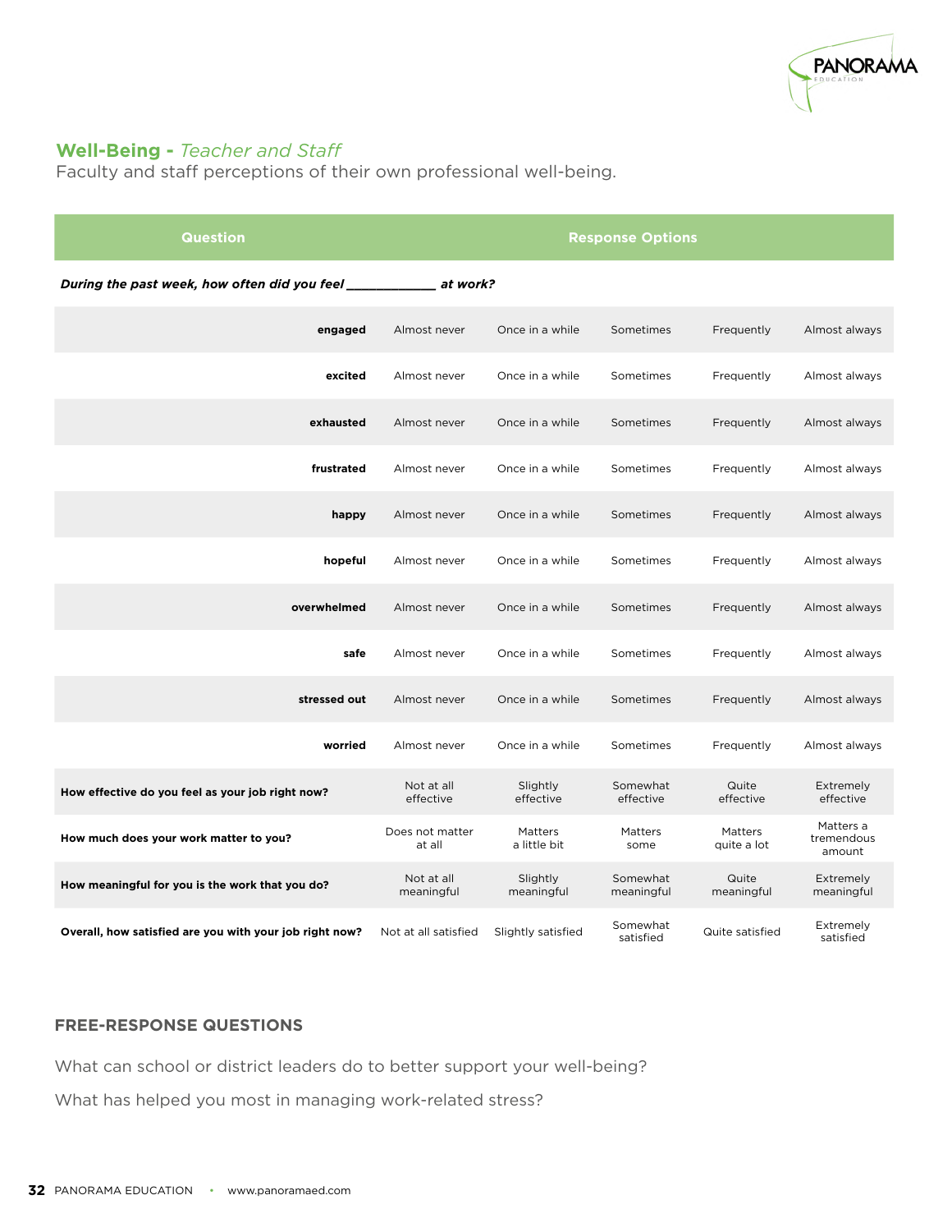## **Well-Being -** *Teacher and Staff*

Faculty and staff perceptions of their own professional well-being.

| Question | Response Options | | | | |
|---|---|---|---|---|---|
| ***During the past week, how often did you feel _____________ at work?*** | | | | | |
| **engaged** | Almost never | Once in a while | Sometimes | Frequently | Almost always |
| **excited** | Almost never | Once in a while | Sometimes | Frequently | Almost always |
| **exhausted** | Almost never | Once in a while | Sometimes | Frequently | Almost always |
| **frustrated** | Almost never | Once in a while | Sometimes | Frequently | Almost always |
| **happy** | Almost never | Once in a while | Sometimes | Frequently | Almost always |
| **hopeful** | Almost never | Once in a while | Sometimes | Frequently | Almost always |
| **overwhelmed** | Almost never | Once in a while | Sometimes | Frequently | Almost always |
| **safe** | Almost never | Once in a while | Sometimes | Frequently | Almost always |
| **stressed out** | Almost never | Once in a while | Sometimes | Frequently | Almost always |
| **worried** | Almost never | Once in a while | Sometimes | Frequently | Almost always |
| **How effective do you feel as your job right now?** | Not at all effective | Slightly effective | Somewhat effective | Quite effective | Extremely effective |
| **How much does your work matter to you?** | Does not matter at all | Matters a little bit | Matters some | Matters quite a lot | Matters a tremendous amount |
| **How meaningful for you is the work that you do?** | Not at all meaningful | Slightly meaningful | Somewhat meaningful | Quite meaningful | Extremely meaningful |
| **Overall, how satisfied are you with your job right now?** | Not at all satisfied | Slightly satisfied | Somewhat satisfied | Quite satisfied | Extremely satisfied |

### FREE-RESPONSE QUESTIONS

What can school or district leaders do to better support your well-being?

What has helped you most in managing work-related stress?